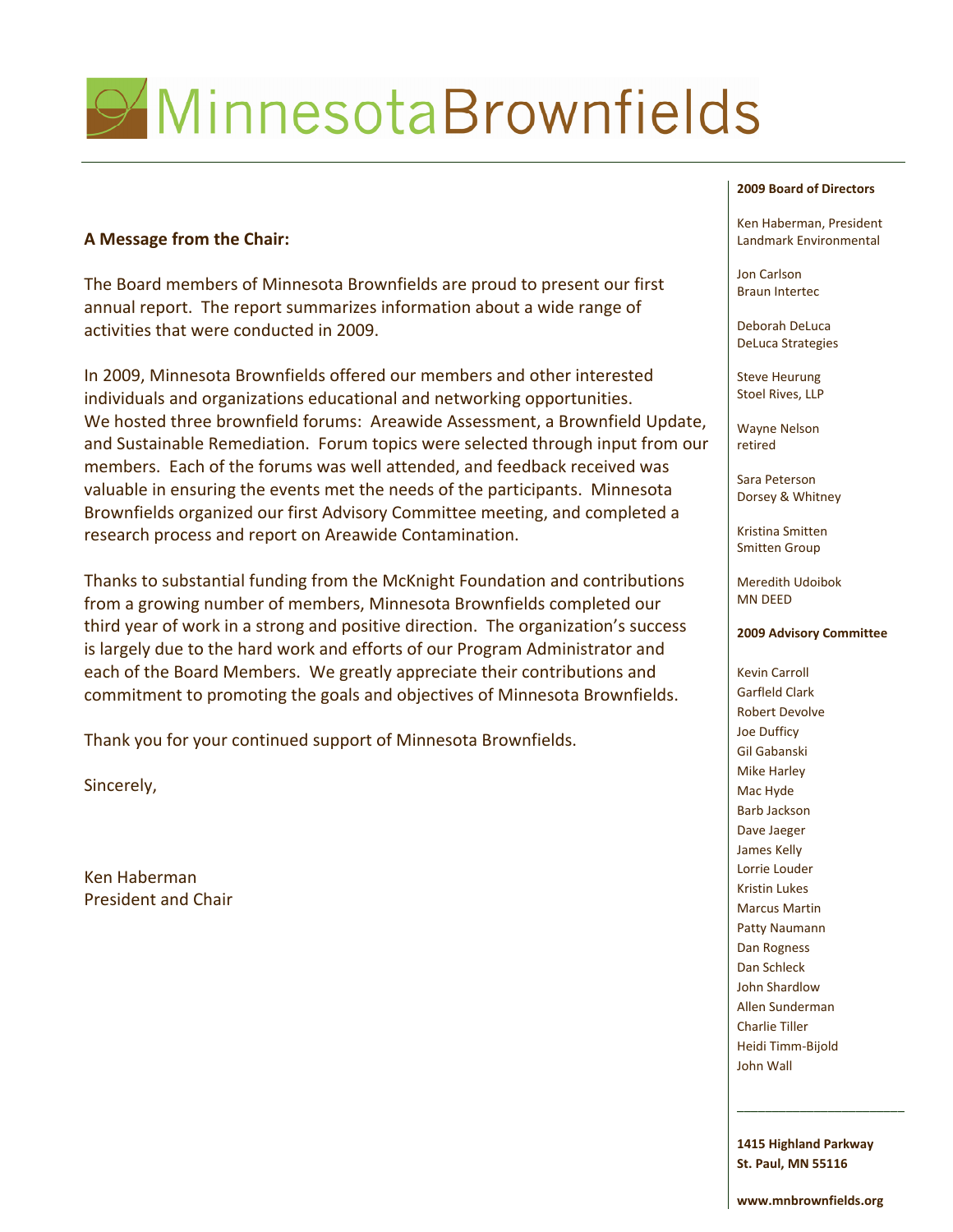# MinnesotaBrownfields

**A Message from the Chair:**

The Board members of Minnesota Brownfields are proud to present our first annual report. The report summarizes information about a wide range of activities that were conducted in 2009.

In 2009, Minnesota Brownfields offered our members and other interested individuals and organizations educational and networking opportunities. We hosted three brownfield forums: Areawide Assessment, a Brownfield Update, and Sustainable Remediation. Forum topics were selected through input from our members. Each of the forums was well attended, and feedback received was valuable in ensuring the events met the needs of the participants. Minnesota Brownfields organized our first Advisory Committee meeting, and completed a research process and report on Areawide Contamination.

Thanks to substantial funding from the McKnight Foundation and contributions from a growing number of members, Minnesota Brownfields completed our third year of work in a strong and positive direction. The organization's success is largely due to the hard work and efforts of our Program Administrator and each of the Board Members. We greatly appreciate their contributions and commitment to promoting the goals and objectives of Minnesota Brownfields.

Thank you for your continued support of Minnesota Brownfields.

Sincerely,

Ken Haberman
President and Chair

**2009 Board of Directors**

Ken Haberman, President
Landmark Environmental

Jon Carlson
Braun Intertec

Deborah DeLuca
DeLuca Strategies

Steve Heurung
Stoel Rives, LLP

Wayne Nelson
retired

Sara Peterson
Dorsey & Whitney

Kristina Smitten
Smitten Group

Meredith Udoibok
MN DEED

**2009 Advisory Committee**

Kevin Carroll
Garfleld Clark
Robert Devolve
Joe Dufficy
Gil Gabanski
Mike Harley
Mac Hyde
Barb Jackson
Dave Jaeger
James Kelly
Lorrie Louder
Kristin Lukes
Marcus Martin
Patty Naumann
Dan Rogness
Dan Schleck
John Shardlow
Allen Sunderman
Charlie Tiller
Heidi Timm-Bijold
John Wall

**1415 Highland Parkway**
**St. Paul, MN 55116**

**www.mnbrownfields.org**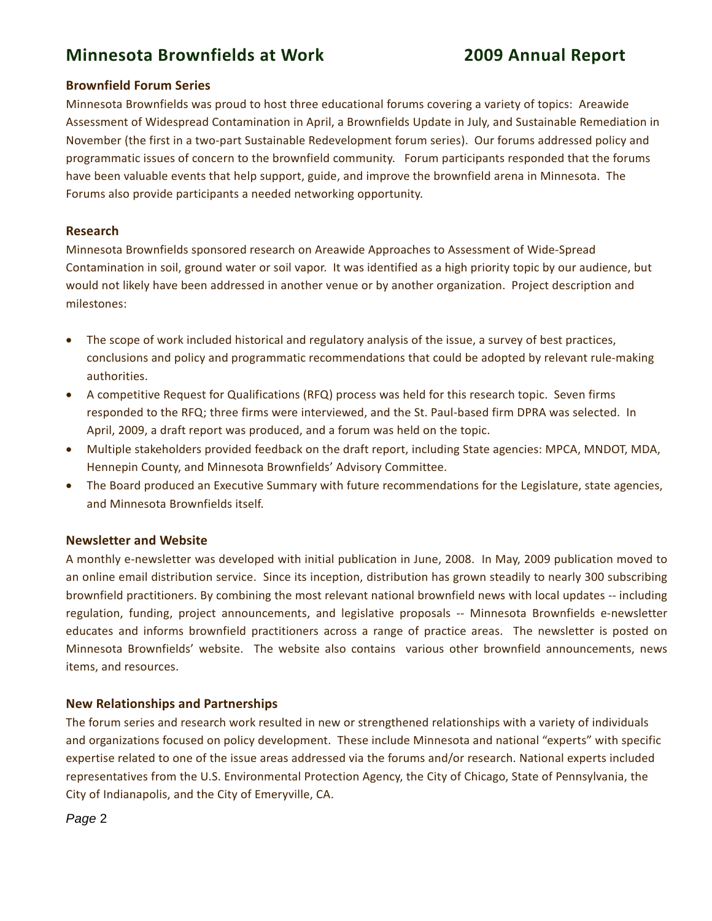## Brownfield Forum Series

Minnesota Brownfields was proud to host three educational forums covering a variety of topics: Areawide Assessment of Widespread Contamination in April, a Brownfields Update in July, and Sustainable Remediation in November (the first in a two-part Sustainable Redevelopment forum series). Our forums addressed policy and programmatic issues of concern to the brownfield community. Forum participants responded that the forums have been valuable events that help support, guide, and improve the brownfield arena in Minnesota. The Forums also provide participants a needed networking opportunity.

## Research

Minnesota Brownfields sponsored research on Areawide Approaches to Assessment of Wide-Spread Contamination in soil, ground water or soil vapor. It was identified as a high priority topic by our audience, but would not likely have been addressed in another venue or by another organization. Project description and milestones:

- The scope of work included historical and regulatory analysis of the issue, a survey of best practices, conclusions and policy and programmatic recommendations that could be adopted by relevant rule-making authorities.
- A competitive Request for Qualifications (RFQ) process was held for this research topic. Seven firms responded to the RFQ; three firms were interviewed, and the St. Paul-based firm DPRA was selected. In April, 2009, a draft report was produced, and a forum was held on the topic.
- Multiple stakeholders provided feedback on the draft report, including State agencies: MPCA, MNDOT, MDA, Hennepin County, and Minnesota Brownfields' Advisory Committee.
- The Board produced an Executive Summary with future recommendations for the Legislature, state agencies, and Minnesota Brownfields itself.

## Newsletter and Website

A monthly e-newsletter was developed with initial publication in June, 2008. In May, 2009 publication moved to an online email distribution service. Since its inception, distribution has grown steadily to nearly 300 subscribing brownfield practitioners. By combining the most relevant national brownfield news with local updates -- including regulation, funding, project announcements, and legislative proposals -- Minnesota Brownfields e-newsletter educates and informs brownfield practitioners across a range of practice areas. The newsletter is posted on Minnesota Brownfields' website. The website also contains various other brownfield announcements, news items, and resources.

## New Relationships and Partnerships

The forum series and research work resulted in new or strengthened relationships with a variety of individuals and organizations focused on policy development. These include Minnesota and national "experts" with specific expertise related to one of the issue areas addressed via the forums and/or research. National experts included representatives from the U.S. Environmental Protection Agency, the City of Chicago, State of Pennsylvania, the City of Indianapolis, and the City of Emeryville, CA.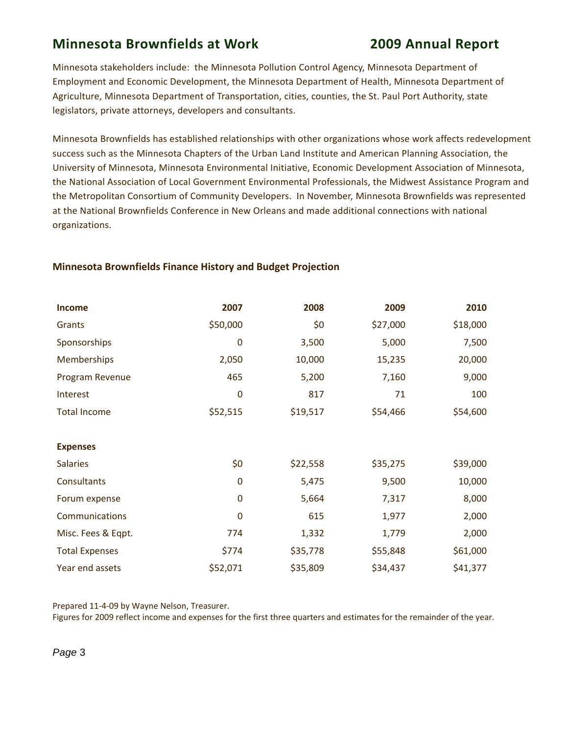Minnesota stakeholders include: the Minnesota Pollution Control Agency, Minnesota Department of Employment and Economic Development, the Minnesota Department of Health, Minnesota Department of Agriculture, Minnesota Department of Transportation, cities, counties, the St. Paul Port Authority, state legislators, private attorneys, developers and consultants.

Minnesota Brownfields has established relationships with other organizations whose work affects redevelopment success such as the Minnesota Chapters of the Urban Land Institute and American Planning Association, the University of Minnesota, Minnesota Environmental Initiative, Economic Development Association of Minnesota, the National Association of Local Government Environmental Professionals, the Midwest Assistance Program and the Metropolitan Consortium of Community Developers. In November, Minnesota Brownfields was represented at the National Brownfields Conference in New Orleans and made additional connections with national organizations.

### Minnesota Brownfields Finance History and Budget Projection

| **Income** | **2007** | **2008** | **2009** | **2010** |
|---|---|---|---|---|
| Grants | $50,000 | $0 | $27,000 | $18,000 |
| Sponsorships | 0 | 3,500 | 5,000 | 7,500 |
| Memberships | 2,050 | 10,000 | 15,235 | 20,000 |
| Program Revenue | 465 | 5,200 | 7,160 | 9,000 |
| Interest | 0 | 817 | 71 | 100 |
| Total Income | $52,515 | $19,517 | $54,466 | $54,600 |
| | | | | |
| **Expenses** | | | | |
| Salaries | $0 | $22,558 | $35,275 | $39,000 |
| Consultants | 0 | 5,475 | 9,500 | 10,000 |
| Forum expense | 0 | 5,664 | 7,317 | 8,000 |
| Communications | 0 | 615 | 1,977 | 2,000 |
| Misc. Fees & Eqpt. | 774 | 1,332 | 1,779 | 2,000 |
| Total Expenses | $774 | $35,778 | $55,848 | $61,000 |
| Year end assets | $52,071 | $35,809 | $34,437 | $41,377 |

Prepared 11-4-09 by Wayne Nelson, Treasurer.
Figures for 2009 reflect income and expenses for the first three quarters and estimates for the remainder of the year.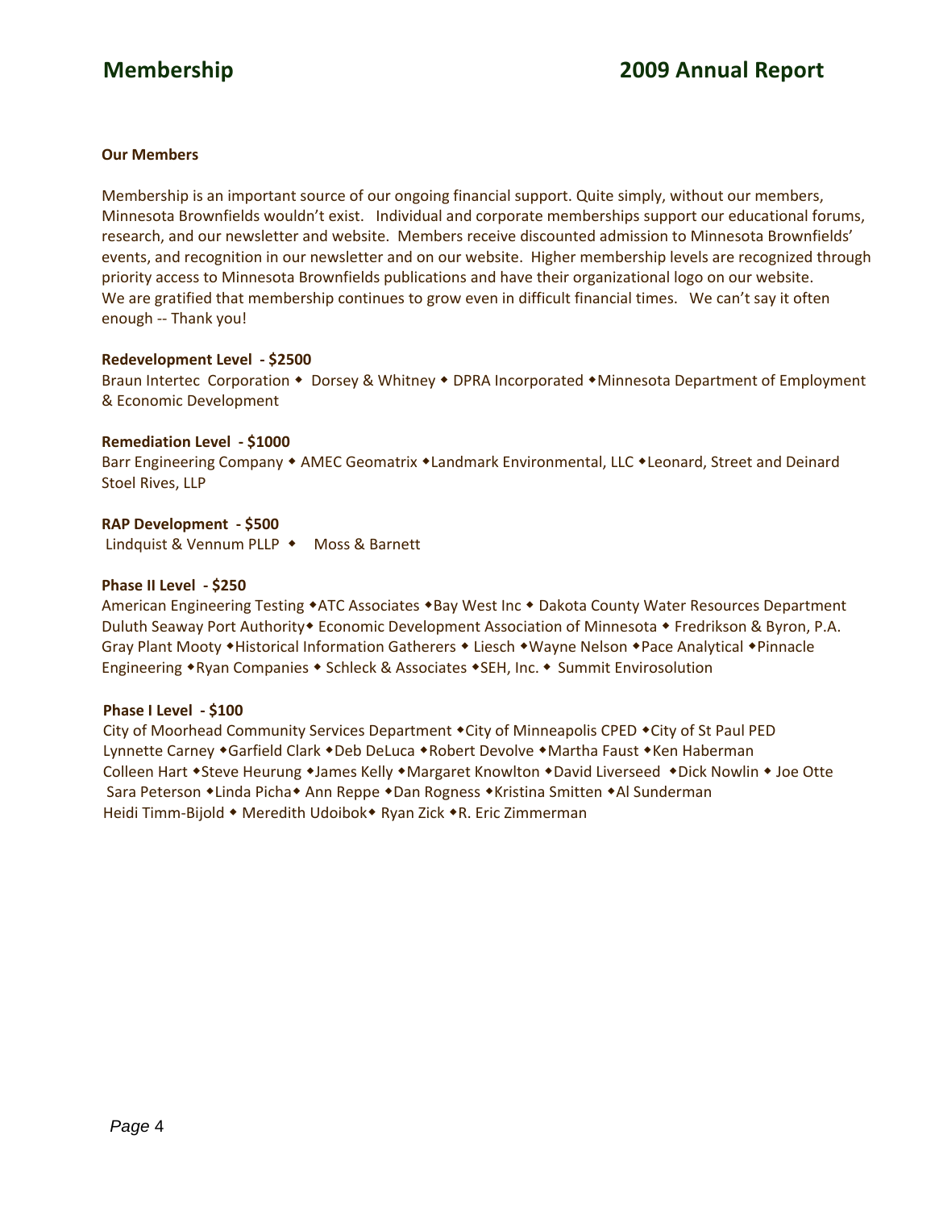## Membership

## 2009 Annual Report

**Our Members**

Membership is an important source of our ongoing financial support. Quite simply, without our members, Minnesota Brownfields wouldn't exist. Individual and corporate memberships support our educational forums, research, and our newsletter and website. Members receive discounted admission to Minnesota Brownfields' events, and recognition in our newsletter and on our website. Higher membership levels are recognized through priority access to Minnesota Brownfields publications and have their organizational logo on our website. We are gratified that membership continues to grow even in difficult financial times. We can't say it often enough -- Thank you!

**Redevelopment Level - $2500**

Braun Intertec Corporation ◆ Dorsey & Whitney ◆ DPRA Incorporated ◆ Minnesota Department of Employment & Economic Development

**Remediation Level - $1000**

Barr Engineering Company ◆ AMEC Geomatrix ◆ Landmark Environmental, LLC ◆ Leonard, Street and Deinard Stoel Rives, LLP

**RAP Development - $500**

Lindquist & Vennum PLLP ◆ Moss & Barnett

**Phase II Level - $250**

American Engineering Testing ◆ ATC Associates ◆ Bay West Inc ◆ Dakota County Water Resources Department Duluth Seaway Port Authority ◆ Economic Development Association of Minnesota ◆ Fredrikson & Byron, P.A. Gray Plant Mooty ◆ Historical Information Gatherers ◆ Liesch ◆ Wayne Nelson ◆ Pace Analytical ◆ Pinnacle Engineering ◆ Ryan Companies ◆ Schleck & Associates ◆ SEH, Inc. ◆ Summit Envirosolution

**Phase I Level - $100**

City of Moorhead Community Services Department ◆ City of Minneapolis CPED ◆ City of St Paul PED Lynnette Carney ◆ Garfield Clark ◆ Deb DeLuca ◆ Robert Devolve ◆ Martha Faust ◆ Ken Haberman Colleen Hart ◆ Steve Heurung ◆ James Kelly ◆ Margaret Knowlton ◆ David Liverseed ◆ Dick Nowlin ◆ Joe Otte Sara Peterson ◆ Linda Picha ◆ Ann Reppe ◆ Dan Rogness ◆ Kristina Smitten ◆ Al Sunderman Heidi Timm-Bijold ◆ Meredith Udoibok ◆ Ryan Zick ◆ R. Eric Zimmerman